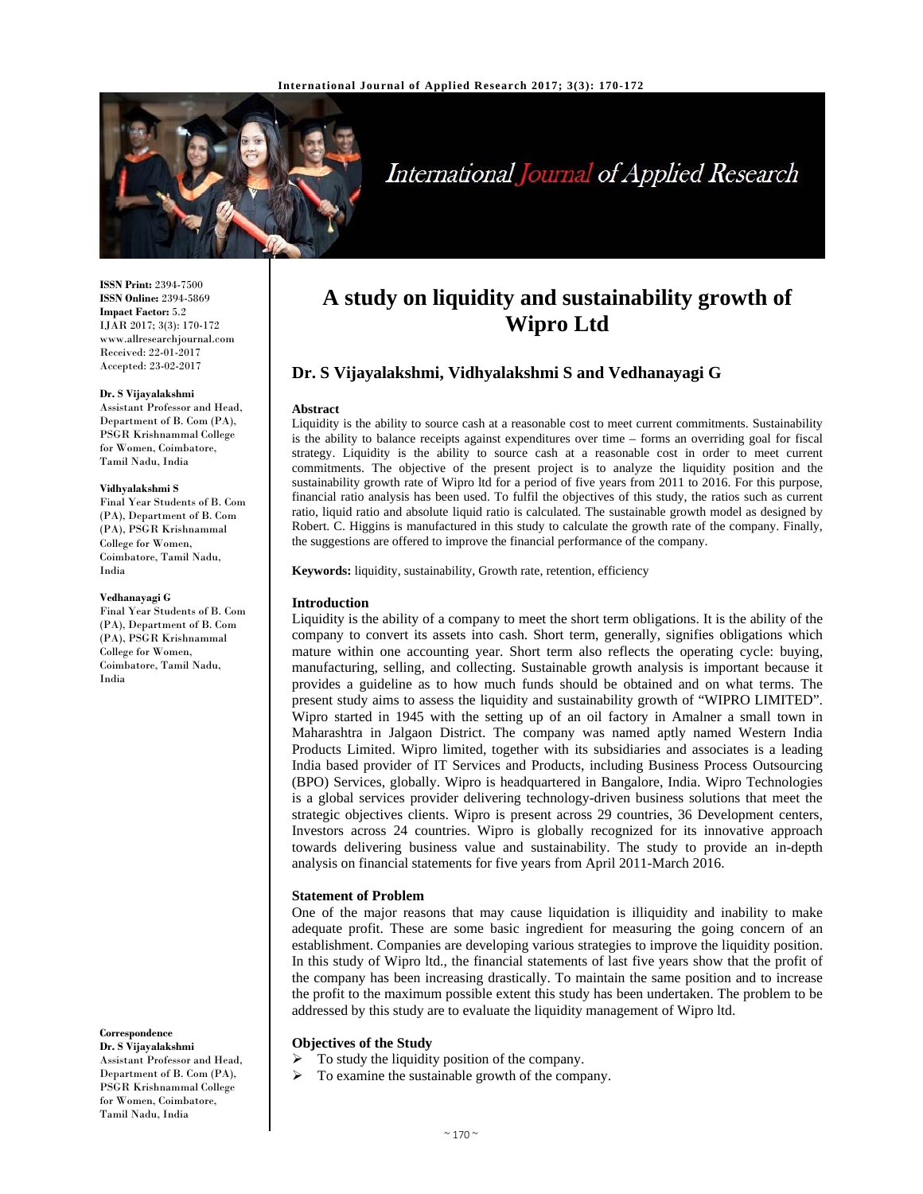# A study on liquidity and sustainability growth of Wipro Ltd

## Dr. S Vijayalakshmi, Vidhyalakshmi S and Vedhanayagi G

**ISSN Print:** 2394-7500
**ISSN Online:** 2394-5869
**Impact Factor:** 5.2
IJAR 2017; 3(3): 170-172
www.allresearchjournal.com
Received: 22-01-2017
Accepted: 23-02-2017

**Dr. S Vijayalakshmi**
Assistant Professor and Head, Department of B. Com (PA), PSGR Krishnammal College for Women, Coimbatore, Tamil Nadu, India

**Vidhyalakshmi S**
Final Year Students of B. Com (PA), Department of B. Com (PA), PSGR Krishnammal College for Women, Coimbatore, Tamil Nadu, India

**Vedhanayagi G**
Final Year Students of B. Com (PA), Department of B. Com (PA), PSGR Krishnammal College for Women, Coimbatore, Tamil Nadu, India

**Correspondence**
**Dr. S Vijayalakshmi**
Assistant Professor and Head, Department of B. Com (PA), PSGR Krishnammal College for Women, Coimbatore, Tamil Nadu, India

### Abstract

Liquidity is the ability to source cash at a reasonable cost to meet current commitments. Sustainability is the ability to balance receipts against expenditures over time – forms an overriding goal for fiscal strategy. Liquidity is the ability to source cash at a reasonable cost in order to meet current commitments. The objective of the present project is to analyze the liquidity position and the sustainability growth rate of Wipro ltd for a period of five years from 2011 to 2016. For this purpose, financial ratio analysis has been used. To fulfil the objectives of this study, the ratios such as current ratio, liquid ratio and absolute liquid ratio is calculated. The sustainable growth model as designed by Robert. C. Higgins is manufactured in this study to calculate the growth rate of the company. Finally, the suggestions are offered to improve the financial performance of the company.

**Keywords:** liquidity, sustainability, Growth rate, retention, efficiency

### Introduction

Liquidity is the ability of a company to meet the short term obligations. It is the ability of the company to convert its assets into cash. Short term, generally, signifies obligations which mature within one accounting year. Short term also reflects the operating cycle: buying, manufacturing, selling, and collecting. Sustainable growth analysis is important because it provides a guideline as to how much funds should be obtained and on what terms. The present study aims to assess the liquidity and sustainability growth of "WIPRO LIMITED". Wipro started in 1945 with the setting up of an oil factory in Amalner a small town in Maharashtra in Jalgaon District. The company was named aptly named Western India Products Limited. Wipro limited, together with its subsidiaries and associates is a leading India based provider of IT Services and Products, including Business Process Outsourcing (BPO) Services, globally. Wipro is headquartered in Bangalore, India. Wipro Technologies is a global services provider delivering technology-driven business solutions that meet the strategic objectives clients. Wipro is present across 29 countries, 36 Development centers, Investors across 24 countries. Wipro is globally recognized for its innovative approach towards delivering business value and sustainability. The study to provide an in-depth analysis on financial statements for five years from April 2011-March 2016.

### Statement of Problem

One of the major reasons that may cause liquidation is illiquidity and inability to make adequate profit. These are some basic ingredient for measuring the going concern of an establishment. Companies are developing various strategies to improve the liquidity position. In this study of Wipro ltd., the financial statements of last five years show that the profit of the company has been increasing drastically. To maintain the same position and to increase the profit to the maximum possible extent this study has been undertaken. The problem to be addressed by this study are to evaluate the liquidity management of Wipro ltd.

### Objectives of the Study

- To study the liquidity position of the company.
- To examine the sustainable growth of the company.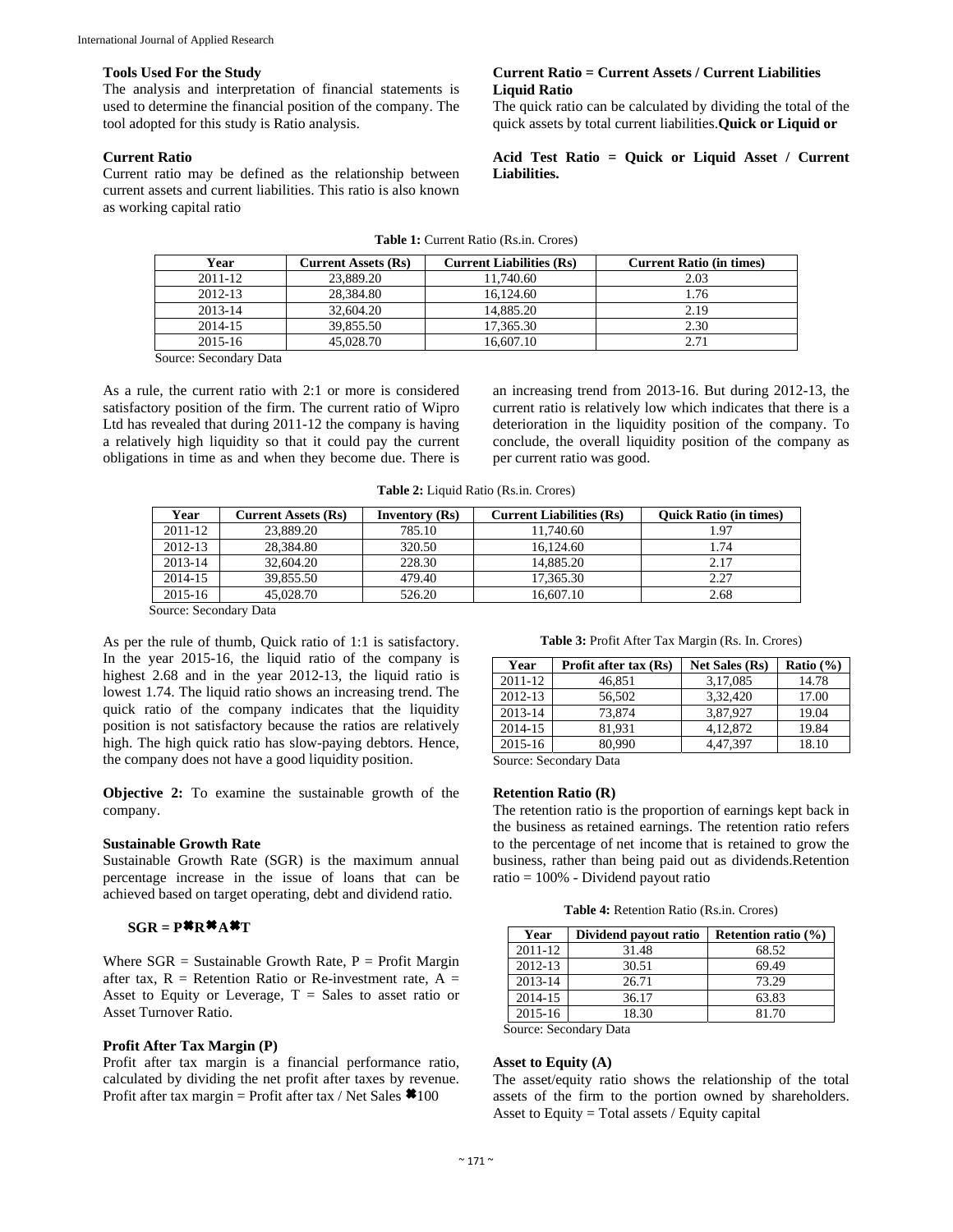### Tools Used For the Study

The analysis and interpretation of financial statements is used to determine the financial position of the company. The tool adopted for this study is Ratio analysis.

### Current Ratio

Current ratio may be defined as the relationship between current assets and current liabilities. This ratio is also known as working capital ratio

**Current Ratio = Current Assets / Current Liabilities**

### Liquid Ratio

The quick ratio can be calculated by dividing the total of the quick assets by total current liabilities. **Quick or Liquid or Acid Test Ratio = Quick or Liquid Asset / Current Liabilities.**

**Table 1:** Current Ratio (Rs.in. Crores)

| Year | Current Assets (Rs) | Current Liabilities (Rs) | Current Ratio (in times) |
|---|---|---|---|
| 2011-12 | 23,889.20 | 11,740.60 | 2.03 |
| 2012-13 | 28,384.80 | 16,124.60 | 1.76 |
| 2013-14 | 32,604.20 | 14,885.20 | 2.19 |
| 2014-15 | 39,855.50 | 17,365.30 | 2.30 |
| 2015-16 | 45,028.70 | 16,607.10 | 2.71 |

Source: Secondary Data

As a rule, the current ratio with 2:1 or more is considered satisfactory position of the firm. The current ratio of Wipro Ltd has revealed that during 2011-12 the company is having a relatively high liquidity so that it could pay the current obligations in time as and when they become due. There is an increasing trend from 2013-16. But during 2012-13, the current ratio is relatively low which indicates that there is a deterioration in the liquidity position of the company. To conclude, the overall liquidity position of the company as per current ratio was good.

**Table 2:** Liquid Ratio (Rs.in. Crores)

| Year | Current Assets (Rs) | Inventory (Rs) | Current Liabilities (Rs) | Quick Ratio (in times) |
|---|---|---|---|---|
| 2011-12 | 23,889.20 | 785.10 | 11,740.60 | 1.97 |
| 2012-13 | 28,384.80 | 320.50 | 16,124.60 | 1.74 |
| 2013-14 | 32,604.20 | 228.30 | 14,885.20 | 2.17 |
| 2014-15 | 39,855.50 | 479.40 | 17,365.30 | 2.27 |
| 2015-16 | 45,028.70 | 526.20 | 16,607.10 | 2.68 |

Source: Secondary Data

As per the rule of thumb, Quick ratio of 1:1 is satisfactory. In the year 2015-16, the liquid ratio of the company is highest 2.68 and in the year 2012-13, the liquid ratio is lowest 1.74. The liquid ratio shows an increasing trend. The quick ratio of the company indicates that the liquidity position is not satisfactory because the ratios are relatively high. The high quick ratio has slow-paying debtors. Hence, the company does not have a good liquidity position.

**Objective 2:** To examine the sustainable growth of the company.

### Sustainable Growth Rate

Sustainable Growth Rate (SGR) is the maximum annual percentage increase in the issue of loans that can be achieved based on target operating, debt and dividend ratio.

$$SGR = P \times R \times A \times T$$

Where SGR = Sustainable Growth Rate, P = Profit Margin after tax, R = Retention Ratio or Re-investment rate, A = Asset to Equity or Leverage, T = Sales to asset ratio or Asset Turnover Ratio.

### Profit After Tax Margin (P)

Profit after tax margin is a financial performance ratio, calculated by dividing the net profit after taxes by revenue. Profit after tax margin = Profit after tax / Net Sales $\times$100

**Table 3:** Profit After Tax Margin (Rs. In. Crores)

| Year | Profit after tax (Rs) | Net Sales (Rs) | Ratio (%) |
|---|---|---|---|
| 2011-12 | 46,851 | 3,17,085 | 14.78 |
| 2012-13 | 56,502 | 3,32,420 | 17.00 |
| 2013-14 | 73,874 | 3,87,927 | 19.04 |
| 2014-15 | 81,931 | 4,12,872 | 19.84 |
| 2015-16 | 80,990 | 4,47,397 | 18.10 |

Source: Secondary Data

### Retention Ratio (R)

The retention ratio is the proportion of earnings kept back in the business as retained earnings. The retention ratio refers to the percentage of net income that is retained to grow the business, rather than being paid out as dividends. Retention ratio = 100% - Dividend payout ratio

**Table 4:** Retention Ratio (Rs.in. Crores)

| Year | Dividend payout ratio | Retention ratio (%) |
|---|---|---|
| 2011-12 | 31.48 | 68.52 |
| 2012-13 | 30.51 | 69.49 |
| 2013-14 | 26.71 | 73.29 |
| 2014-15 | 36.17 | 63.83 |
| 2015-16 | 18.30 | 81.70 |

Source: Secondary Data

### Asset to Equity (A)

The asset/equity ratio shows the relationship of the total assets of the firm to the portion owned by shareholders. Asset to Equity = Total assets / Equity capital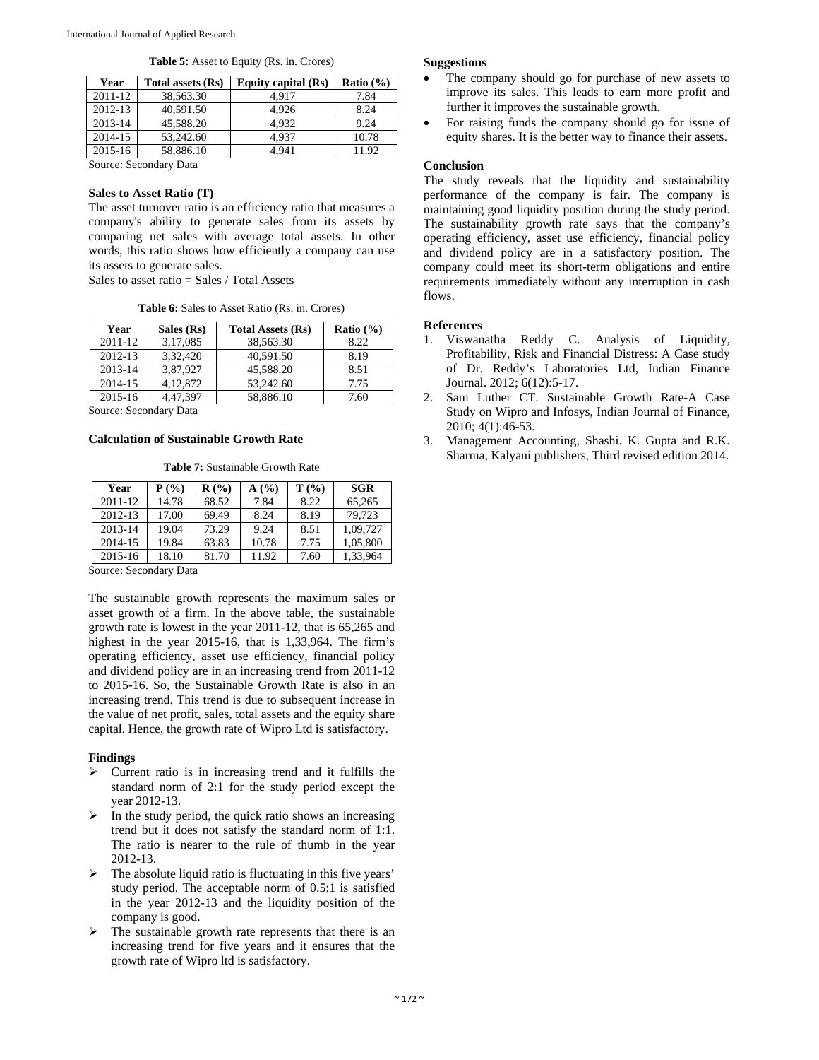**Table 5:** Asset to Equity (Rs. in. Crores)

| Year | Total assets (Rs) | Equity capital (Rs) | Ratio (%) |
|---|---|---|---|
| 2011-12 | 38,563.30 | 4,917 | 7.84 |
| 2012-13 | 40,591.50 | 4,926 | 8.24 |
| 2013-14 | 45,588.20 | 4,932 | 9.24 |
| 2014-15 | 53,242.60 | 4,937 | 10.78 |
| 2015-16 | 58,886.10 | 4,941 | 11.92 |

Source: Secondary Data

### Sales to Asset Ratio (T)

The asset turnover ratio is an efficiency ratio that measures a company's ability to generate sales from its assets by comparing net sales with average total assets. In other words, this ratio shows how efficiently a company can use its assets to generate sales.

Sales to asset ratio = Sales / Total Assets

**Table 6:** Sales to Asset Ratio (Rs. in. Crores)

| Year | Sales (Rs) | Total Assets (Rs) | Ratio (%) |
|---|---|---|---|
| 2011-12 | 3,17,085 | 38,563.30 | 8.22 |
| 2012-13 | 3,32,420 | 40,591.50 | 8.19 |
| 2013-14 | 3,87,927 | 45,588.20 | 8.51 |
| 2014-15 | 4,12,872 | 53,242.60 | 7.75 |
| 2015-16 | 4,47,397 | 58,886.10 | 7.60 |

Source: Secondary Data

### Calculation of Sustainable Growth Rate

**Table 7:** Sustainable Growth Rate

| Year | P (%) | R (%) | A (%) | T (%) | SGR |
|---|---|---|---|---|---|
| 2011-12 | 14.78 | 68.52 | 7.84 | 8.22 | 65,265 |
| 2012-13 | 17.00 | 69.49 | 8.24 | 8.19 | 79,723 |
| 2013-14 | 19.04 | 73.29 | 9.24 | 8.51 | 1,09,727 |
| 2014-15 | 19.84 | 63.83 | 10.78 | 7.75 | 1,05,800 |
| 2015-16 | 18.10 | 81.70 | 11.92 | 7.60 | 1,33,964 |

Source: Secondary Data

The sustainable growth represents the maximum sales or asset growth of a firm. In the above table, the sustainable growth rate is lowest in the year 2011-12, that is 65,265 and highest in the year 2015-16, that is 1,33,964. The firm's operating efficiency, asset use efficiency, financial policy and dividend policy are in an increasing trend from 2011-12 to 2015-16. So, the Sustainable Growth Rate is also in an increasing trend. This trend is due to subsequent increase in the value of net profit, sales, total assets and the equity share capital. Hence, the growth rate of Wipro Ltd is satisfactory.

### Findings

- Current ratio is in increasing trend and it fulfills the standard norm of 2:1 for the study period except the year 2012-13.
- In the study period, the quick ratio shows an increasing trend but it does not satisfy the standard norm of 1:1. The ratio is nearer to the rule of thumb in the year 2012-13.
- The absolute liquid ratio is fluctuating in this five years' study period. The acceptable norm of 0.5:1 is satisfied in the year 2012-13 and the liquidity position of the company is good.
- The sustainable growth rate represents that there is an increasing trend for five years and it ensures that the growth rate of Wipro ltd is satisfactory.

### Suggestions

- The company should go for purchase of new assets to improve its sales. This leads to earn more profit and further it improves the sustainable growth.
- For raising funds the company should go for issue of equity shares. It is the better way to finance their assets.

### Conclusion

The study reveals that the liquidity and sustainability performance of the company is fair. The company is maintaining good liquidity position during the study period. The sustainability growth rate says that the company's operating efficiency, asset use efficiency, financial policy and dividend policy are in a satisfactory position. The company could meet its short-term obligations and entire requirements immediately without any interruption in cash flows.

### References

1. Viswanatha Reddy C. Analysis of Liquidity, Profitability, Risk and Financial Distress: A Case study of Dr. Reddy's Laboratories Ltd, Indian Finance Journal. 2012; 6(12):5-17.
2. Sam Luther CT. Sustainable Growth Rate-A Case Study on Wipro and Infosys, Indian Journal of Finance, 2010; 4(1):46-53.
3. Management Accounting, Shashi. K. Gupta and R.K. Sharma, Kalyani publishers, Third revised edition 2014.